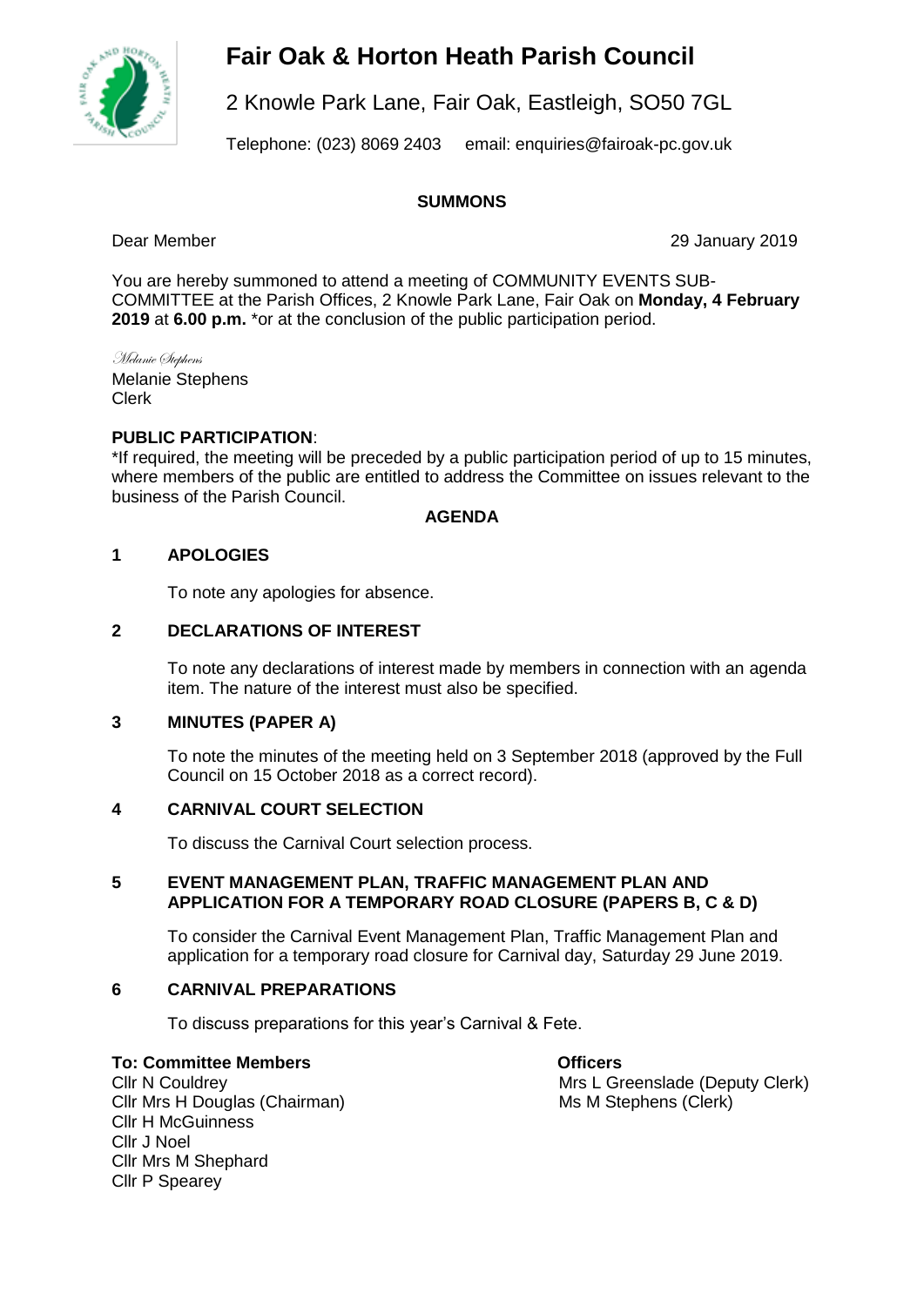# Fair Oak & Horton Heath Parish Council

2 Knowle Park Lane, Fair Oak, Eastleigh, SO50 7GL

Telephone: (023) 8069 2403 email: enquiries@fairoak-pc.gov.uk

**SUMMONS**

Dear Member

29 January 2019

You are hereby summoned to attend a meeting of COMMUNITY EVENTS SUB-COMMITTEE at the Parish Offices, 2 Knowle Park Lane, Fair Oak on **Monday, 4 February 2019** at **6.00 p.m.** *or at the conclusion of the public participation period.

*Melanie Stephens*
Melanie Stephens
Clerk

**PUBLIC PARTICIPATION**:
*If required, the meeting will be preceded by a public participation period of up to 15 minutes, where members of the public are entitled to address the Committee on issues relevant to the business of the Parish Council.

**AGENDA**

**1 APOLOGIES**

To note any apologies for absence.

**2 DECLARATIONS OF INTEREST**

To note any declarations of interest made by members in connection with an agenda item. The nature of the interest must also be specified.

**3 MINUTES (PAPER A)**

To note the minutes of the meeting held on 3 September 2018 (approved by the Full Council on 15 October 2018 as a correct record).

**4 CARNIVAL COURT SELECTION**

To discuss the Carnival Court selection process.

**5 EVENT MANAGEMENT PLAN, TRAFFIC MANAGEMENT PLAN AND APPLICATION FOR A TEMPORARY ROAD CLOSURE (PAPERS B, C & D)**

To consider the Carnival Event Management Plan, Traffic Management Plan and application for a temporary road closure for Carnival day, Saturday 29 June 2019.

**6 CARNIVAL PREPARATIONS**

To discuss preparations for this year's Carnival & Fete.

**To: Committee Members**
Cllr N Couldrey
Cllr Mrs H Douglas (Chairman)
Cllr H McGuinness
Cllr J Noel
Cllr Mrs M Shephard
Cllr P Spearey

**Officers**
Mrs L Greenslade (Deputy Clerk)
Ms M Stephens (Clerk)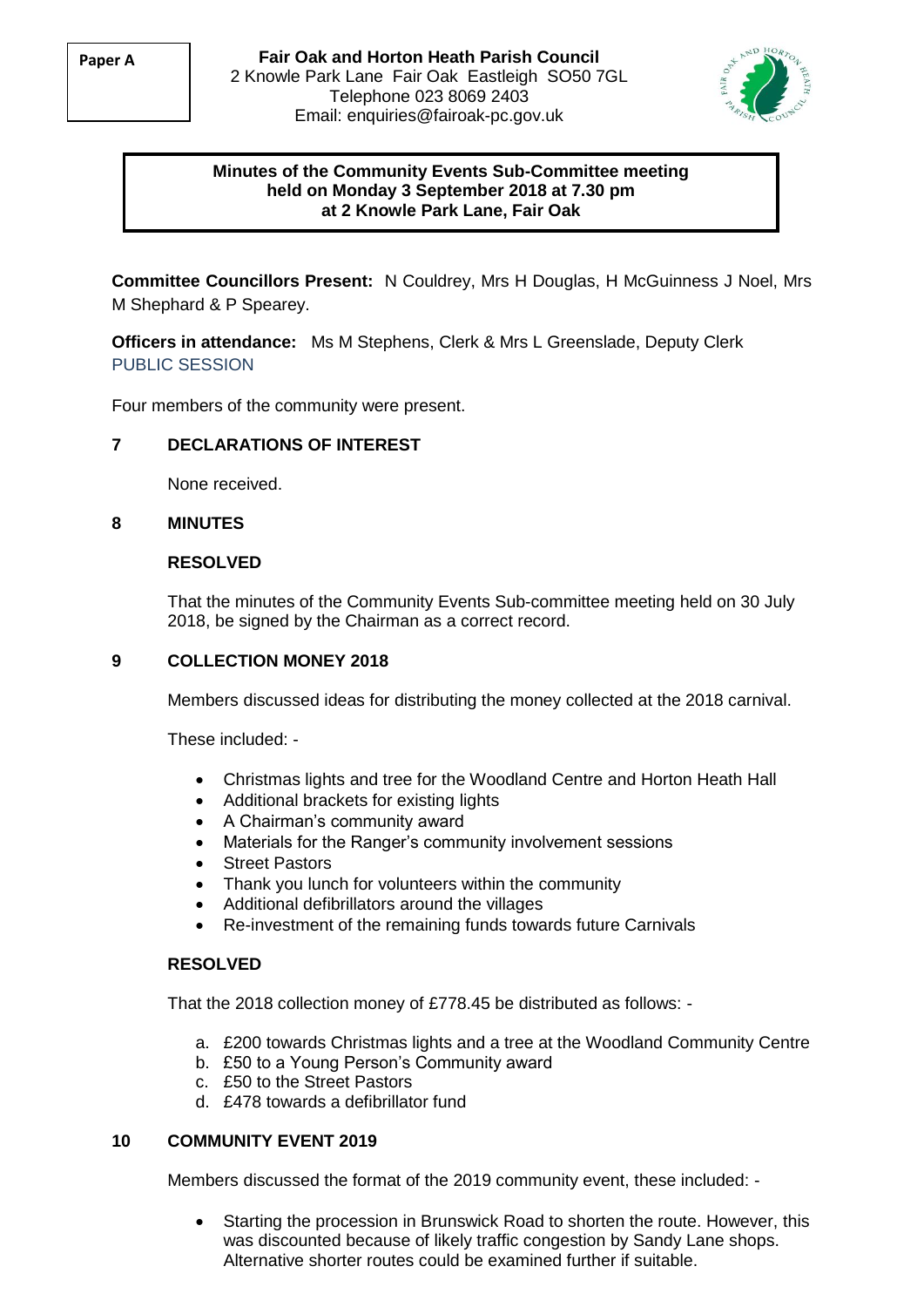Paper A

**Fair Oak and Horton Heath Parish Council**
2 Knowle Park Lane Fair Oak Eastleigh SO50 7GL
Telephone 023 8069 2403
Email: enquiries@fairoak-pc.gov.uk

**Minutes of the Community Events Sub-Committee meeting held on Monday 3 September 2018 at 7.30 pm at 2 Knowle Park Lane, Fair Oak**

**Committee Councillors Present:** N Couldrey, Mrs H Douglas, H McGuinness J Noel, Mrs M Shephard & P Spearey.

**Officers in attendance:** Ms M Stephens, Clerk & Mrs L Greenslade, Deputy Clerk

PUBLIC SESSION

Four members of the community were present.

## 7 DECLARATIONS OF INTEREST

None received.

## 8 MINUTES

**RESOLVED**

That the minutes of the Community Events Sub-committee meeting held on 30 July 2018, be signed by the Chairman as a correct record.

## 9 COLLECTION MONEY 2018

Members discussed ideas for distributing the money collected at the 2018 carnival.

These included: -

- Christmas lights and tree for the Woodland Centre and Horton Heath Hall
- Additional brackets for existing lights
- A Chairman's community award
- Materials for the Ranger's community involvement sessions
- Street Pastors
- Thank you lunch for volunteers within the community
- Additional defibrillators around the villages
- Re-investment of the remaining funds towards future Carnivals

**RESOLVED**

That the 2018 collection money of £778.45 be distributed as follows: -

a. £200 towards Christmas lights and a tree at the Woodland Community Centre
b. £50 to a Young Person's Community award
c. £50 to the Street Pastors
d. £478 towards a defibrillator fund

## 10 COMMUNITY EVENT 2019

Members discussed the format of the 2019 community event, these included: -

- Starting the procession in Brunswick Road to shorten the route. However, this was discounted because of likely traffic congestion by Sandy Lane shops. Alternative shorter routes could be examined further if suitable.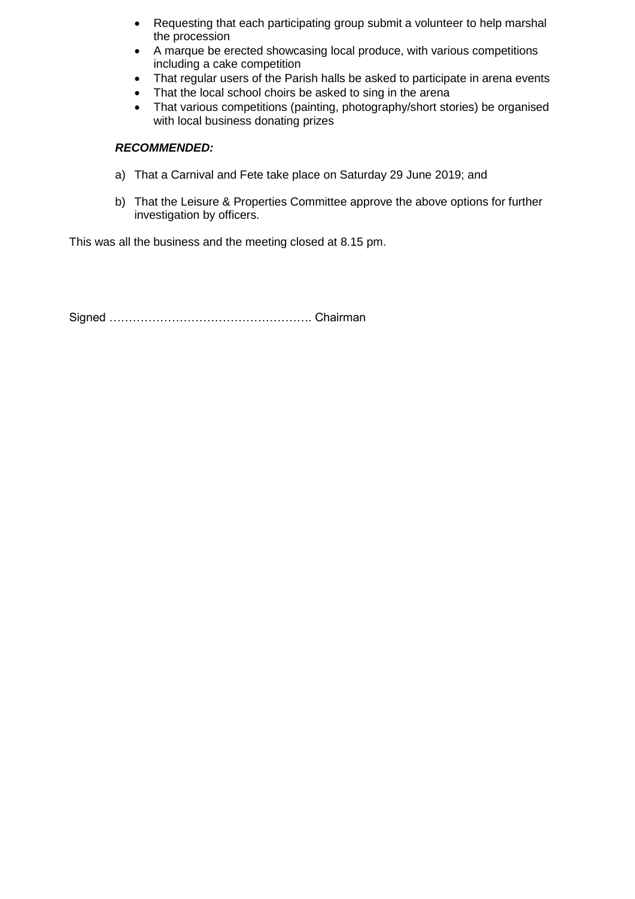- Requesting that each participating group submit a volunteer to help marshal the procession
- A marque be erected showcasing local produce, with various competitions including a cake competition
- That regular users of the Parish halls be asked to participate in arena events
- That the local school choirs be asked to sing in the arena
- That various competitions (painting, photography/short stories) be organised with local business donating prizes

***RECOMMENDED:***

a) That a Carnival and Fete take place on Saturday 29 June 2019; and

b) That the Leisure & Properties Committee approve the above options for further investigation by officers.

This was all the business and the meeting closed at 8.15 pm.

Signed …………………………………………… Chairman